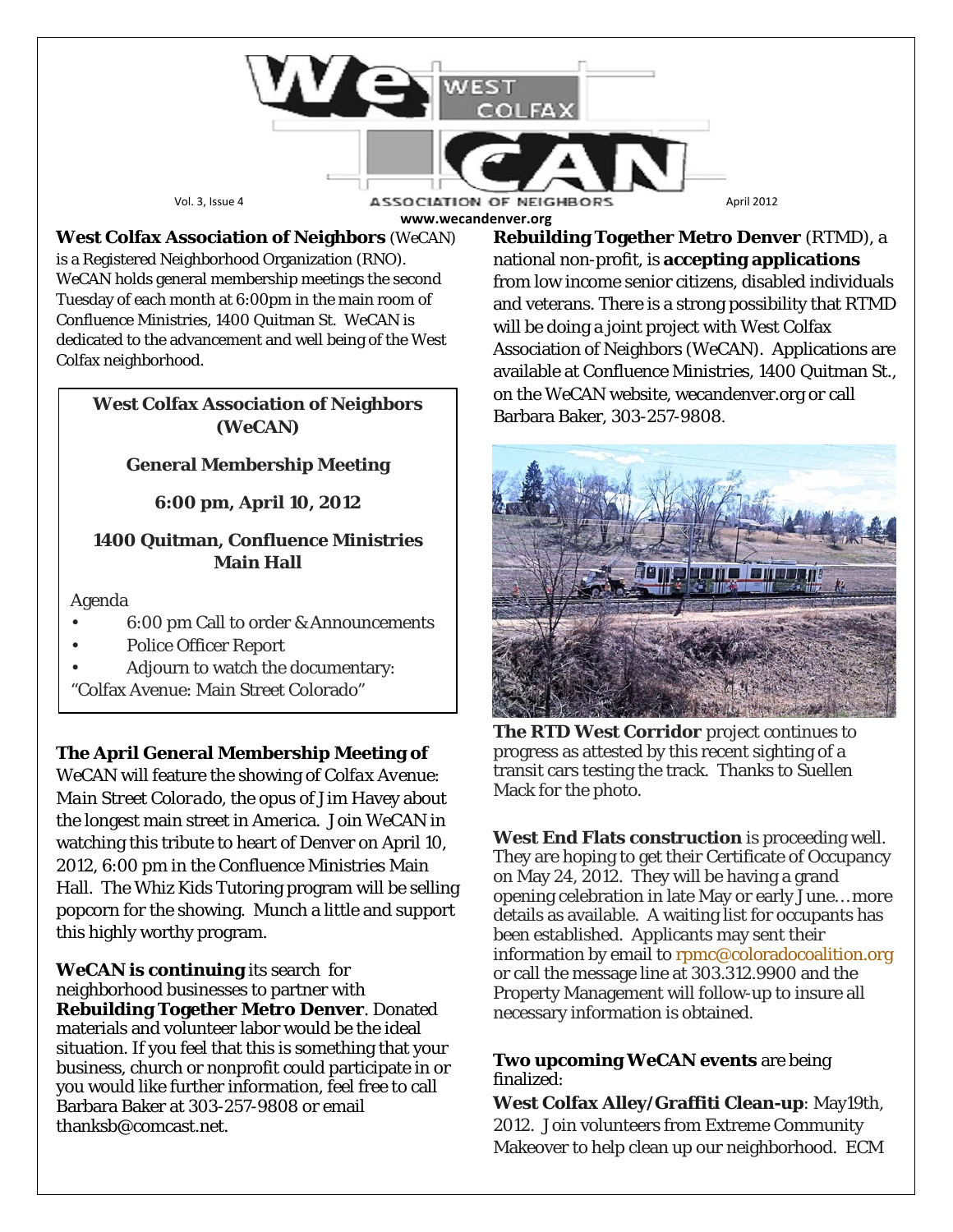# WeCAN — West Colfax Association of Neighbors

Vol. 3, Issue 4 — April 2012

www.wecandenver.org

**West Colfax Association of Neighbors** (WeCAN) is a Registered Neighborhood Organization (RNO). WeCAN holds general membership meetings the second Tuesday of each month at 6:00pm in the main room of Confluence Ministries, 1400 Quitman St. WeCAN is dedicated to the advancement and well being of the West Colfax neighborhood.

> **West Colfax Association of Neighbors (WeCAN)**
>
> **General Membership Meeting**
>
> **6:00 pm, April 10, 2012**
>
> **1400 Quitman, Confluence Ministries Main Hall**
>
> Agenda
>
> - 6:00 pm Call to order & Announcements
> - Police Officer Report
> - Adjourn to watch the documentary: "Colfax Avenue: Main Street Colorado"

**The April General Membership Meeting of** WeCAN will feature the showing of *Colfax Avenue: Main Street Colorado*, the opus of Jim Havey about the longest main street in America. Join WeCAN in watching this tribute to heart of Denver on April 10, 2012, 6:00 pm in the Confluence Ministries Main Hall. The Whiz Kids Tutoring program will be selling popcorn for the showing. Munch a little and support this highly worthy program.

**WeCAN is continuing** its search for neighborhood businesses to partner with **Rebuilding Together Metro Denver**. Donated materials and volunteer labor would be the ideal situation. If you feel that this is something that your business, church or nonprofit could participate in or you would like further information, feel free to call Barbara Baker at 303-257-9808 or email thanksb@comcast.net.

**Rebuilding Together Metro Denver** (RTMD), a national non-profit, is **accepting applications** from low income senior citizens, disabled individuals and veterans. There is a strong possibility that RTMD will be doing a joint project with West Colfax Association of Neighbors (WeCAN). Applications are available at Confluence Ministries, 1400 Quitman St., on the WeCAN website, wecandenver.org or call Barbara Baker, 303-257-9808.

**The RTD West Corridor** project continues to progress as attested by this recent sighting of a transit cars testing the track. Thanks to Suellen Mack for the photo.

**West End Flats construction** is proceeding well. They are hoping to get their Certificate of Occupancy on May 24, 2012. They will be having a grand opening celebration in late May or early June…more details as available. A waiting list for occupants has been established. Applicants may sent their information by email to rpmc@coloradocoalition.org or call the message line at 303.312.9900 and the Property Management will follow-up to insure all necessary information is obtained.

**Two upcoming WeCAN events** are being finalized:

**West Colfax Alley/Graffiti Clean-up**: May19th, 2012. Join volunteers from Extreme Community Makeover to help clean up our neighborhood. ECM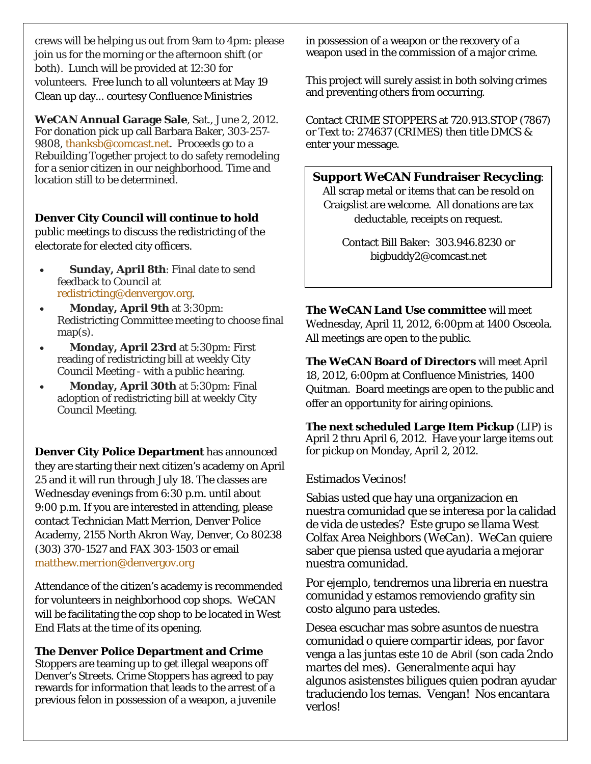crews will be helping us out from 9am to 4pm: please join us for the morning or the afternoon shift (or both). Lunch will be provided at 12:30 for volunteers. Free lunch to all volunteers at May 19 Clean up day... courtesy Confluence Ministries

**WeCAN Annual Garage Sale**, Sat., June 2, 2012. For donation pick up call Barbara Baker, 303-257-9808, thanksb@comcast.net. Proceeds go to a Rebuilding Together project to do safety remodeling for a senior citizen in our neighborhood. Time and location still to be determined.

**Denver City Council will continue to hold** public meetings to discuss the redistricting of the electorate for elected city officers.

- **Sunday, April 8th**: Final date to send feedback to Council at redistricting@denvergov.org.
- **Monday, April 9th** at 3:30pm: Redistricting Committee meeting to choose final map(s).
- **Monday, April 23rd** at 5:30pm: First reading of redistricting bill at weekly City Council Meeting - with a public hearing.
- **Monday, April 30th** at 5:30pm: Final adoption of redistricting bill at weekly City Council Meeting.

**Denver City Police Department** has announced they are starting their next citizen's academy on April 25 and it will run through July 18. The classes are Wednesday evenings from 6:30 p.m. until about 9:00 p.m. If you are interested in attending, please contact Technician Matt Merrion, Denver Police Academy, 2155 North Akron Way, Denver, Co 80238 (303) 370-1527 and FAX 303-1503 or email matthew.merrion@denvergov.org

Attendance of the citizen's academy is recommended for volunteers in neighborhood cop shops. WeCAN will be facilitating the cop shop to be located in West End Flats at the time of its opening.

**The Denver Police Department and Crime** Stoppers are teaming up to get illegal weapons off Denver's Streets. Crime Stoppers has agreed to pay rewards for information that leads to the arrest of a previous felon in possession of a weapon, a juvenile in possession of a weapon or the recovery of a weapon used in the commission of a major crime.

This project will surely assist in both solving crimes and preventing others from occurring.

Contact CRIME STOPPERS at 720.913.STOP (7867) or Text to: 274637 (CRIMES) then title DMCS & enter your message.

**Support WeCAN Fundraiser Recycling**: All scrap metal or items that can be resold on Craigslist are welcome. All donations are tax deductable, receipts on request.

Contact Bill Baker: 303.946.8230 or bigbuddy2@comcast.net

**The WeCAN Land Use committee** will meet Wednesday, April 11, 2012, 6:00pm at 1400 Osceola. All meetings are open to the public.

**The WeCAN Board of Directors** will meet April 18, 2012, 6:00pm at Confluence Ministries, 1400 Quitman. Board meetings are open to the public and offer an opportunity for airing opinions.

**The next scheduled Large Item Pickup** (LIP) is April 2 thru April 6, 2012. Have your large items out for pickup on Monday, April 2, 2012.

Estimados Vecinos!

Sabias usted que hay una organizacion en nuestra comunidad que se interesa por la calidad de vida de ustedes? Este grupo se llama West Colfax Area Neighbors (WeCan). WeCan quiere saber que piensa usted que ayudaria a mejorar nuestra comunidad.

Por ejemplo, tendremos una libreria en nuestra comunidad y estamos removiendo grafity sin costo alguno para ustedes.

Desea escuchar mas sobre asuntos de nuestra comunidad o quiere compartir ideas, por favor venga a las juntas este 10 de Abril (son cada 2ndo martes del mes). Generalmente aqui hay algunos asistenstes biligues quien podran ayudar traduciendo los temas. Vengan! Nos encantara verlos!